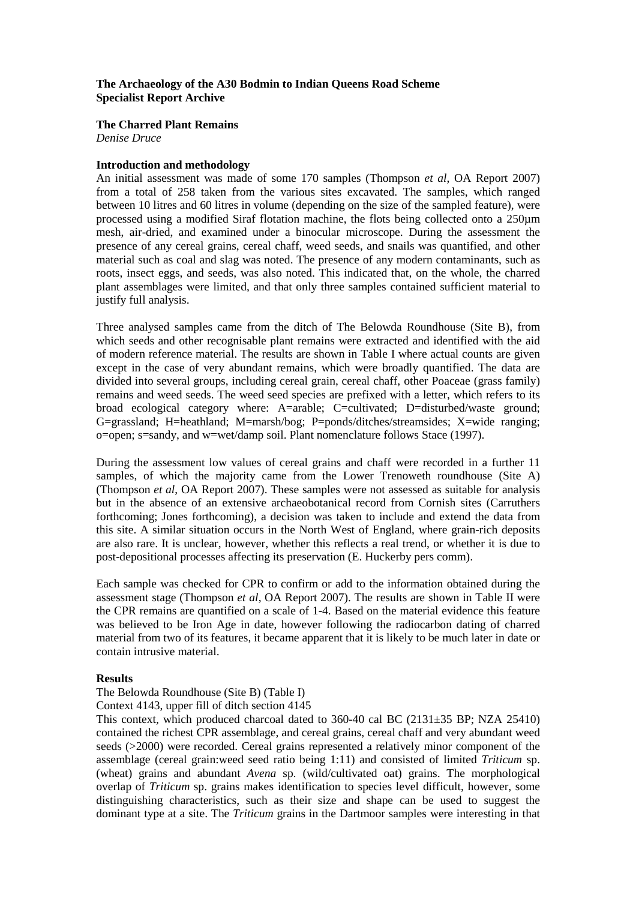**The Archaeology of the A30 Bodmin to Indian Queens Road Scheme**
**Specialist Report Archive**

**The Charred Plant Remains**
*Denise Druce*

**Introduction and methodology**

An initial assessment was made of some 170 samples (Thompson *et al*, OA Report 2007) from a total of 258 taken from the various sites excavated. The samples, which ranged between 10 litres and 60 litres in volume (depending on the size of the sampled feature), were processed using a modified Siraf flotation machine, the flots being collected onto a 250µm mesh, air-dried, and examined under a binocular microscope. During the assessment the presence of any cereal grains, cereal chaff, weed seeds, and snails was quantified, and other material such as coal and slag was noted. The presence of any modern contaminants, such as roots, insect eggs, and seeds, was also noted. This indicated that, on the whole, the charred plant assemblages were limited, and that only three samples contained sufficient material to justify full analysis.

Three analysed samples came from the ditch of The Belowda Roundhouse (Site B), from which seeds and other recognisable plant remains were extracted and identified with the aid of modern reference material. The results are shown in Table I where actual counts are given except in the case of very abundant remains, which were broadly quantified. The data are divided into several groups, including cereal grain, cereal chaff, other Poaceae (grass family) remains and weed seeds. The weed seed species are prefixed with a letter, which refers to its broad ecological category where: A=arable; C=cultivated; D=disturbed/waste ground; G=grassland; H=heathland; M=marsh/bog; P=ponds/ditches/streamsides; X=wide ranging; o=open; s=sandy, and w=wet/damp soil. Plant nomenclature follows Stace (1997).

During the assessment low values of cereal grains and chaff were recorded in a further 11 samples, of which the majority came from the Lower Trenoweth roundhouse (Site A) (Thompson *et al*, OA Report 2007). These samples were not assessed as suitable for analysis but in the absence of an extensive archaeobotanical record from Cornish sites (Carruthers forthcoming; Jones forthcoming), a decision was taken to include and extend the data from this site. A similar situation occurs in the North West of England, where grain-rich deposits are also rare. It is unclear, however, whether this reflects a real trend, or whether it is due to post-depositional processes affecting its preservation (E. Huckerby pers comm).

Each sample was checked for CPR to confirm or add to the information obtained during the assessment stage (Thompson *et al*, OA Report 2007). The results are shown in Table II were the CPR remains are quantified on a scale of 1-4. Based on the material evidence this feature was believed to be Iron Age in date, however following the radiocarbon dating of charred material from two of its features, it became apparent that it is likely to be much later in date or contain intrusive material.

**Results**

The Belowda Roundhouse (Site B) (Table I)

Context 4143, upper fill of ditch section 4145

This context, which produced charcoal dated to 360-40 cal BC (2131±35 BP; NZA 25410) contained the richest CPR assemblage, and cereal grains, cereal chaff and very abundant weed seeds (>2000) were recorded. Cereal grains represented a relatively minor component of the assemblage (cereal grain:weed seed ratio being 1:11) and consisted of limited *Triticum* sp. (wheat) grains and abundant *Avena* sp. (wild/cultivated oat) grains. The morphological overlap of *Triticum* sp. grains makes identification to species level difficult, however, some distinguishing characteristics, such as their size and shape can be used to suggest the dominant type at a site. The *Triticum* grains in the Dartmoor samples were interesting in that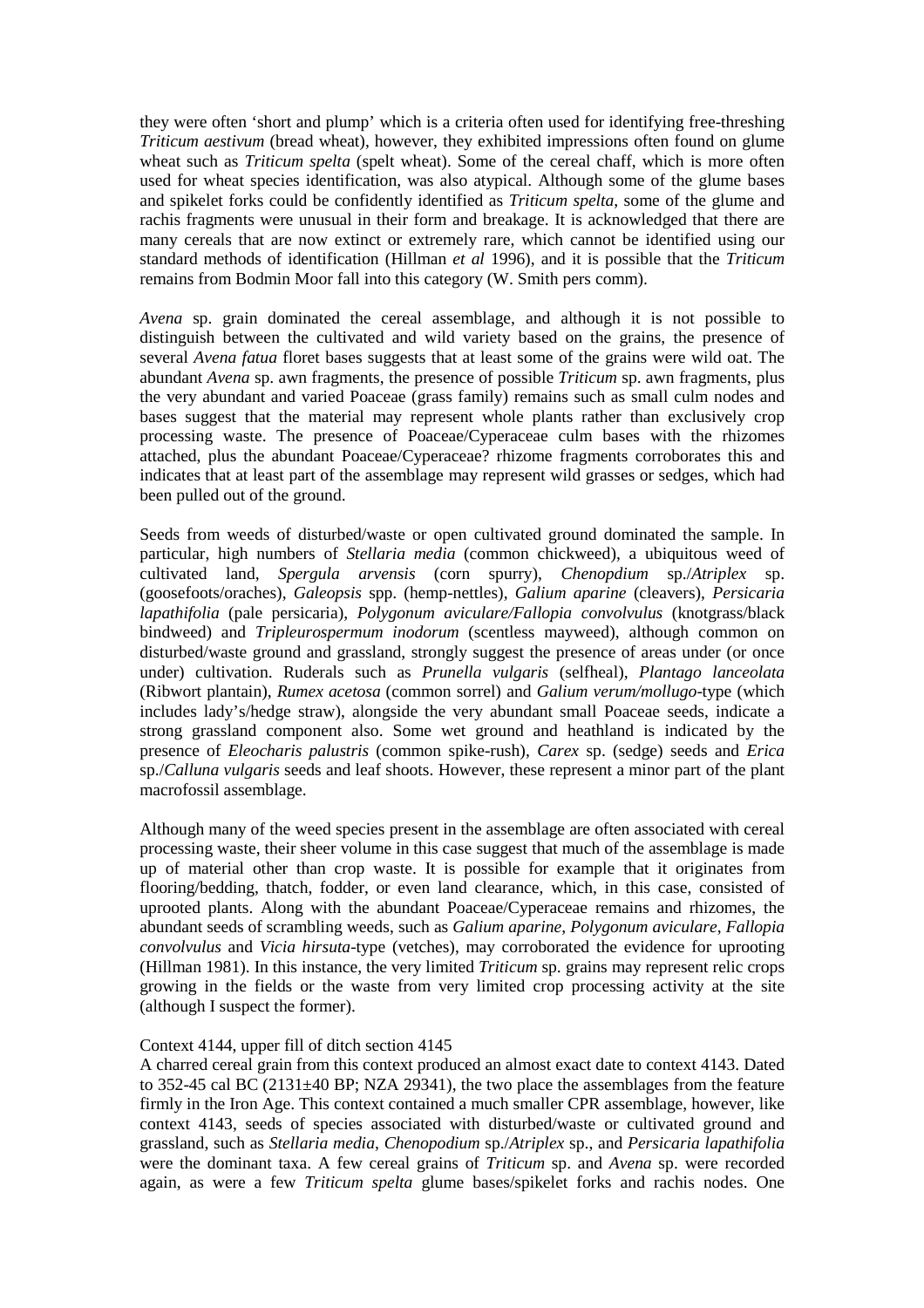they were often 'short and plump' which is a criteria often used for identifying free-threshing *Triticum aestivum* (bread wheat), however, they exhibited impressions often found on glume wheat such as *Triticum spelta* (spelt wheat). Some of the cereal chaff, which is more often used for wheat species identification, was also atypical. Although some of the glume bases and spikelet forks could be confidently identified as *Triticum spelta*, some of the glume and rachis fragments were unusual in their form and breakage. It is acknowledged that there are many cereals that are now extinct or extremely rare, which cannot be identified using our standard methods of identification (Hillman *et al* 1996), and it is possible that the *Triticum* remains from Bodmin Moor fall into this category (W. Smith pers comm).

*Avena* sp. grain dominated the cereal assemblage, and although it is not possible to distinguish between the cultivated and wild variety based on the grains, the presence of several *Avena fatua* floret bases suggests that at least some of the grains were wild oat. The abundant *Avena* sp. awn fragments, the presence of possible *Triticum* sp. awn fragments, plus the very abundant and varied Poaceae (grass family) remains such as small culm nodes and bases suggest that the material may represent whole plants rather than exclusively crop processing waste. The presence of Poaceae/Cyperaceae culm bases with the rhizomes attached, plus the abundant Poaceae/Cyperaceae? rhizome fragments corroborates this and indicates that at least part of the assemblage may represent wild grasses or sedges, which had been pulled out of the ground.

Seeds from weeds of disturbed/waste or open cultivated ground dominated the sample. In particular, high numbers of *Stellaria media* (common chickweed), a ubiquitous weed of cultivated land, *Spergula arvensis* (corn spurry), *Chenopdium* sp./*Atriplex* sp. (goosefoots/oraches), *Galeopsis* spp. (hemp-nettles), *Galium aparine* (cleavers), *Persicaria lapathifolia* (pale persicaria), *Polygonum aviculare/Fallopia convolvulus* (knotgrass/black bindweed) and *Tripleurospermum inodorum* (scentless mayweed), although common on disturbed/waste ground and grassland, strongly suggest the presence of areas under (or once under) cultivation. Ruderals such as *Prunella vulgaris* (selfheal), *Plantago lanceolata* (Ribwort plantain), *Rumex acetosa* (common sorrel) and *Galium verum/mollugo*-type (which includes lady's/hedge straw), alongside the very abundant small Poaceae seeds, indicate a strong grassland component also. Some wet ground and heathland is indicated by the presence of *Eleocharis palustris* (common spike-rush), *Carex* sp. (sedge) seeds and *Erica* sp./*Calluna vulgaris* seeds and leaf shoots. However, these represent a minor part of the plant macrofossil assemblage.

Although many of the weed species present in the assemblage are often associated with cereal processing waste, their sheer volume in this case suggest that much of the assemblage is made up of material other than crop waste. It is possible for example that it originates from flooring/bedding, thatch, fodder, or even land clearance, which, in this case, consisted of uprooted plants. Along with the abundant Poaceae/Cyperaceae remains and rhizomes, the abundant seeds of scrambling weeds, such as *Galium aparine*, *Polygonum aviculare*, *Fallopia convolvulus* and *Vicia hirsuta*-type (vetches), may corroborated the evidence for uprooting (Hillman 1981). In this instance, the very limited *Triticum* sp. grains may represent relic crops growing in the fields or the waste from very limited crop processing activity at the site (although I suspect the former).

Context 4144, upper fill of ditch section 4145

A charred cereal grain from this context produced an almost exact date to context 4143. Dated to 352-45 cal BC (2131±40 BP; NZA 29341), the two place the assemblages from the feature firmly in the Iron Age. This context contained a much smaller CPR assemblage, however, like context 4143, seeds of species associated with disturbed/waste or cultivated ground and grassland, such as *Stellaria media*, *Chenopodium* sp./*Atriplex* sp., and *Persicaria lapathifolia* were the dominant taxa. A few cereal grains of *Triticum* sp. and *Avena* sp. were recorded again, as were a few *Triticum spelta* glume bases/spikelet forks and rachis nodes. One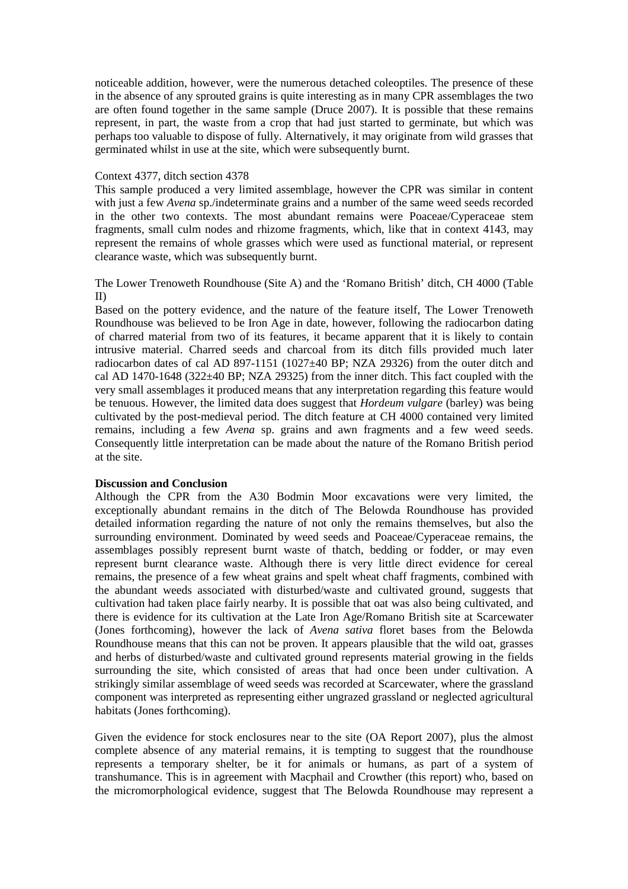noticeable addition, however, were the numerous detached coleoptiles. The presence of these in the absence of any sprouted grains is quite interesting as in many CPR assemblages the two are often found together in the same sample (Druce 2007). It is possible that these remains represent, in part, the waste from a crop that had just started to germinate, but which was perhaps too valuable to dispose of fully. Alternatively, it may originate from wild grasses that germinated whilst in use at the site, which were subsequently burnt.

Context 4377, ditch section 4378

This sample produced a very limited assemblage, however the CPR was similar in content with just a few *Avena* sp./indeterminate grains and a number of the same weed seeds recorded in the other two contexts. The most abundant remains were Poaceae/Cyperaceae stem fragments, small culm nodes and rhizome fragments, which, like that in context 4143, may represent the remains of whole grasses which were used as functional material, or represent clearance waste, which was subsequently burnt.

The Lower Trenoweth Roundhouse (Site A) and the 'Romano British' ditch, CH 4000 (Table II)

Based on the pottery evidence, and the nature of the feature itself, The Lower Trenoweth Roundhouse was believed to be Iron Age in date, however, following the radiocarbon dating of charred material from two of its features, it became apparent that it is likely to contain intrusive material. Charred seeds and charcoal from its ditch fills provided much later radiocarbon dates of cal AD 897-1151 (1027±40 BP; NZA 29326) from the outer ditch and cal AD 1470-1648 (322±40 BP; NZA 29325) from the inner ditch. This fact coupled with the very small assemblages it produced means that any interpretation regarding this feature would be tenuous. However, the limited data does suggest that *Hordeum vulgare* (barley) was being cultivated by the post-medieval period. The ditch feature at CH 4000 contained very limited remains, including a few *Avena* sp. grains and awn fragments and a few weed seeds. Consequently little interpretation can be made about the nature of the Romano British period at the site.

**Discussion and Conclusion**

Although the CPR from the A30 Bodmin Moor excavations were very limited, the exceptionally abundant remains in the ditch of The Belowda Roundhouse has provided detailed information regarding the nature of not only the remains themselves, but also the surrounding environment. Dominated by weed seeds and Poaceae/Cyperaceae remains, the assemblages possibly represent burnt waste of thatch, bedding or fodder, or may even represent burnt clearance waste. Although there is very little direct evidence for cereal remains, the presence of a few wheat grains and spelt wheat chaff fragments, combined with the abundant weeds associated with disturbed/waste and cultivated ground, suggests that cultivation had taken place fairly nearby. It is possible that oat was also being cultivated, and there is evidence for its cultivation at the Late Iron Age/Romano British site at Scarcewater (Jones forthcoming), however the lack of *Avena sativa* floret bases from the Belowda Roundhouse means that this can not be proven. It appears plausible that the wild oat, grasses and herbs of disturbed/waste and cultivated ground represents material growing in the fields surrounding the site, which consisted of areas that had once been under cultivation. A strikingly similar assemblage of weed seeds was recorded at Scarcewater, where the grassland component was interpreted as representing either ungrazed grassland or neglected agricultural habitats (Jones forthcoming).

Given the evidence for stock enclosures near to the site (OA Report 2007), plus the almost complete absence of any material remains, it is tempting to suggest that the roundhouse represents a temporary shelter, be it for animals or humans, as part of a system of transhumance. This is in agreement with Macphail and Crowther (this report) who, based on the micromorphological evidence, suggest that The Belowda Roundhouse may represent a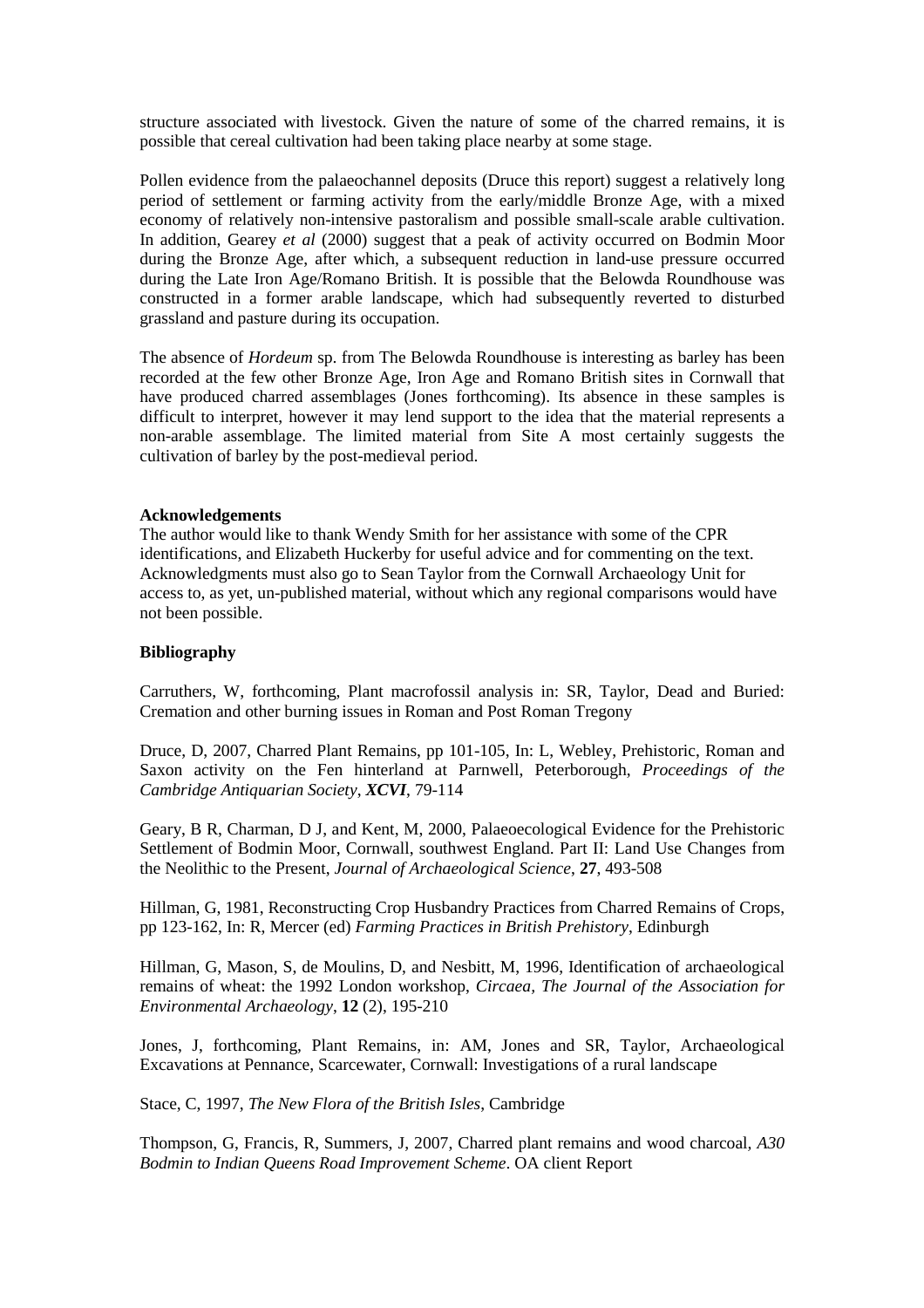structure associated with livestock. Given the nature of some of the charred remains, it is possible that cereal cultivation had been taking place nearby at some stage.

Pollen evidence from the palaeochannel deposits (Druce this report) suggest a relatively long period of settlement or farming activity from the early/middle Bronze Age, with a mixed economy of relatively non-intensive pastoralism and possible small-scale arable cultivation. In addition, Gearey *et al* (2000) suggest that a peak of activity occurred on Bodmin Moor during the Bronze Age, after which, a subsequent reduction in land-use pressure occurred during the Late Iron Age/Romano British. It is possible that the Belowda Roundhouse was constructed in a former arable landscape, which had subsequently reverted to disturbed grassland and pasture during its occupation.

The absence of *Hordeum* sp. from The Belowda Roundhouse is interesting as barley has been recorded at the few other Bronze Age, Iron Age and Romano British sites in Cornwall that have produced charred assemblages (Jones forthcoming). Its absence in these samples is difficult to interpret, however it may lend support to the idea that the material represents a non-arable assemblage. The limited material from Site A most certainly suggests the cultivation of barley by the post-medieval period.

**Acknowledgements**

The author would like to thank Wendy Smith for her assistance with some of the CPR identifications, and Elizabeth Huckerby for useful advice and for commenting on the text. Acknowledgments must also go to Sean Taylor from the Cornwall Archaeology Unit for access to, as yet, un-published material, without which any regional comparisons would have not been possible.

**Bibliography**

Carruthers, W, forthcoming, Plant macrofossil analysis in: SR, Taylor, Dead and Buried: Cremation and other burning issues in Roman and Post Roman Tregony

Druce, D, 2007, Charred Plant Remains, pp 101-105, In: L, Webley, Prehistoric, Roman and Saxon activity on the Fen hinterland at Parnwell, Peterborough, *Proceedings of the Cambridge Antiquarian Society*, ***XCVI***, 79-114

Geary, B R, Charman, D J, and Kent, M, 2000, Palaeoecological Evidence for the Prehistoric Settlement of Bodmin Moor, Cornwall, southwest England. Part II: Land Use Changes from the Neolithic to the Present, *Journal of Archaeological Science*, **27**, 493-508

Hillman, G, 1981, Reconstructing Crop Husbandry Practices from Charred Remains of Crops, pp 123-162, In: R, Mercer (ed) *Farming Practices in British Prehistory*, Edinburgh

Hillman, G, Mason, S, de Moulins, D, and Nesbitt, M, 1996, Identification of archaeological remains of wheat: the 1992 London workshop, *Circaea, The Journal of the Association for Environmental Archaeology*, **12** (2), 195-210

Jones, J, forthcoming, Plant Remains, in: AM, Jones and SR, Taylor, Archaeological Excavations at Pennance, Scarcewater, Cornwall: Investigations of a rural landscape

Stace, C, 1997, *The New Flora of the British Isles*, Cambridge

Thompson, G, Francis, R, Summers, J, 2007, Charred plant remains and wood charcoal, *A30 Bodmin to Indian Queens Road Improvement Scheme*. OA client Report